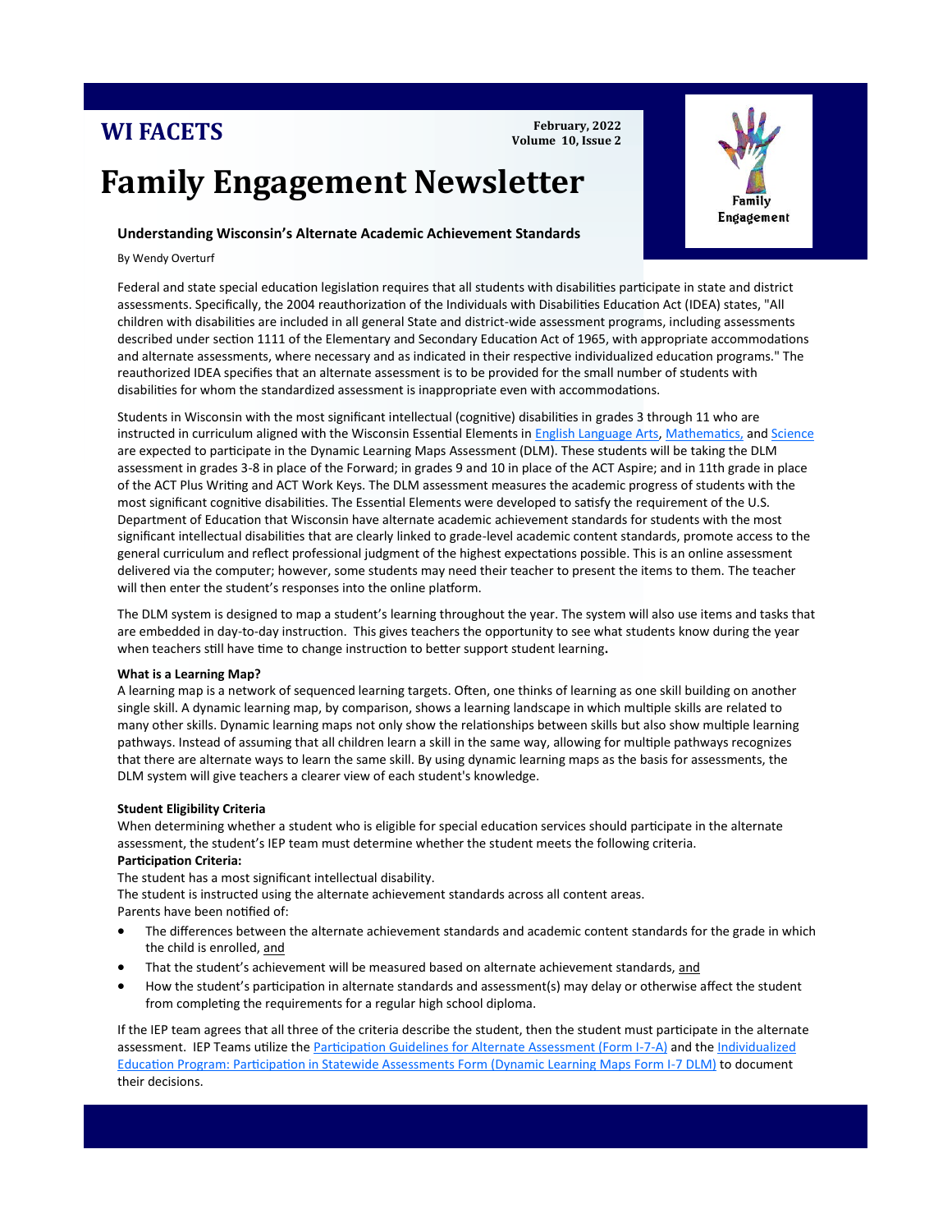**WI FACETS**

February, 2022
Volume 10, Issue 2

# Family Engagement Newsletter

Family Engagement

## Understanding Wisconsin's Alternate Academic Achievement Standards

By Wendy Overturf

Federal and state special education legislation requires that all students with disabilities participate in state and district assessments. Specifically, the 2004 reauthorization of the Individuals with Disabilities Education Act (IDEA) states, "All children with disabilities are included in all general State and district-wide assessment programs, including assessments described under section 1111 of the Elementary and Secondary Education Act of 1965, with appropriate accommodations and alternate assessments, where necessary and as indicated in their respective individualized education programs." The reauthorized IDEA specifies that an alternate assessment is to be provided for the small number of students with disabilities for whom the standardized assessment is inappropriate even with accommodations.

Students in Wisconsin with the most significant intellectual (cognitive) disabilities in grades 3 through 11 who are instructed in curriculum aligned with the Wisconsin Essential Elements in English Language Arts, Mathematics, and Science are expected to participate in the Dynamic Learning Maps Assessment (DLM). These students will be taking the DLM assessment in grades 3-8 in place of the Forward; in grades 9 and 10 in place of the ACT Aspire; and in 11th grade in place of the ACT Plus Writing and ACT Work Keys. The DLM assessment measures the academic progress of students with the most significant cognitive disabilities. The Essential Elements were developed to satisfy the requirement of the U.S. Department of Education that Wisconsin have alternate academic achievement standards for students with the most significant intellectual disabilities that are clearly linked to grade-level academic content standards, promote access to the general curriculum and reflect professional judgment of the highest expectations possible. This is an online assessment delivered via the computer; however, some students may need their teacher to present the items to them. The teacher will then enter the student's responses into the online platform.

The DLM system is designed to map a student's learning throughout the year. The system will also use items and tasks that are embedded in day-to-day instruction. This gives teachers the opportunity to see what students know during the year when teachers still have time to change instruction to better support student learning**.**

**What is a Learning Map?**

A learning map is a network of sequenced learning targets. Often, one thinks of learning as one skill building on another single skill. A dynamic learning map, by comparison, shows a learning landscape in which multiple skills are related to many other skills. Dynamic learning maps not only show the relationships between skills but also show multiple learning pathways. Instead of assuming that all children learn a skill in the same way, allowing for multiple pathways recognizes that there are alternate ways to learn the same skill. By using dynamic learning maps as the basis for assessments, the DLM system will give teachers a clearer view of each student's knowledge.

**Student Eligibility Criteria**

When determining whether a student who is eligible for special education services should participate in the alternate assessment, the student's IEP team must determine whether the student meets the following criteria.

**Participation Criteria:**

The student has a most significant intellectual disability.

The student is instructed using the alternate achievement standards across all content areas.

Parents have been notified of:

- The differences between the alternate achievement standards and academic content standards for the grade in which the child is enrolled, and
- That the student's achievement will be measured based on alternate achievement standards, and
- How the student's participation in alternate standards and assessment(s) may delay or otherwise affect the student from completing the requirements for a regular high school diploma.

If the IEP team agrees that all three of the criteria describe the student, then the student must participate in the alternate assessment. IEP Teams utilize the Participation Guidelines for Alternate Assessment (Form I-7-A) and the Individualized Education Program: Participation in Statewide Assessments Form (Dynamic Learning Maps Form I-7 DLM) to document their decisions.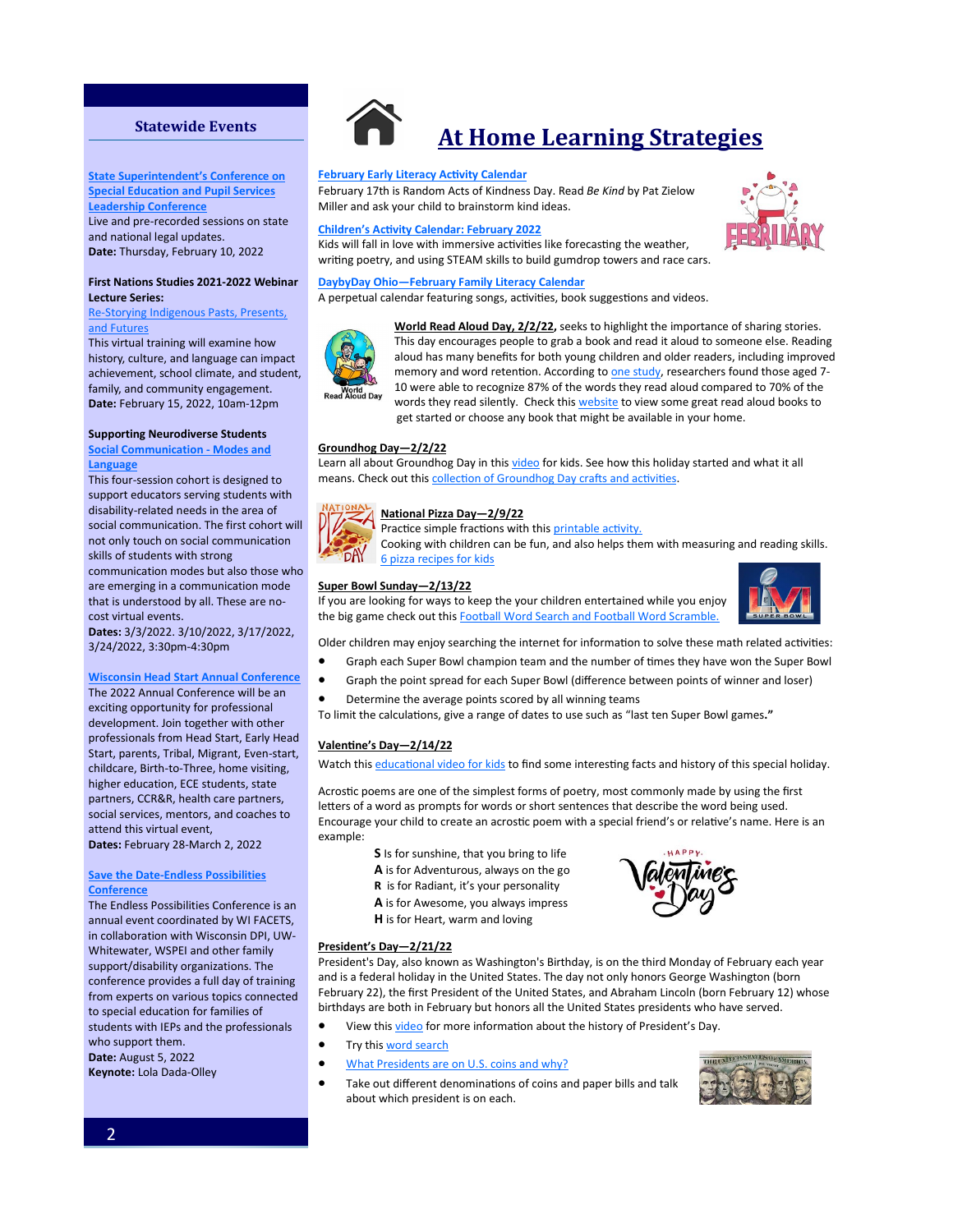## Statewide Events

**State Superintendent's Conference on Special Education and Pupil Services Leadership Conference**

Live and pre-recorded sessions on state and national legal updates.

**Date:** Thursday, February 10, 2022

**First Nations Studies 2021-2022 Webinar Lecture Series:**

Re-Storying Indigenous Pasts, Presents, and Futures

This virtual training will examine how history, culture, and language can impact achievement, school climate, and student, family, and community engagement.

**Date:** February 15, 2022, 10am-12pm

**Supporting Neurodiverse Students**

**Social Communication - Modes and Language**

This four-session cohort is designed to support educators serving students with disability-related needs in the area of social communication. The first cohort will not only touch on social communication skills of students with strong communication modes but also those who are emerging in a communication mode that is understood by all. These are no-cost virtual events.

**Dates:** 3/3/2022. 3/10/2022, 3/17/2022, 3/24/2022, 3:30pm-4:30pm

**Wisconsin Head Start Annual Conference**

The 2022 Annual Conference will be an exciting opportunity for professional development. Join together with other professionals from Head Start, Early Head Start, parents, Tribal, Migrant, Even-start, childcare, Birth-to-Three, home visiting, higher education, ECE students, state partners, CCR&R, health care partners, social services, mentors, and coaches to attend this virtual event,

**Dates:** February 28-March 2, 2022

**Save the Date-Endless Possibilities Conference**

The Endless Possibilities Conference is an annual event coordinated by WI FACETS, in collaboration with Wisconsin DPI, UW-Whitewater, WSPEI and other family support/disability organizations. The conference provides a full day of training from experts on various topics connected to special education for families of students with IEPs and the professionals who support them.

**Date:** August 5, 2022

**Keynote:** Lola Dada-Olley

# At Home Learning Strategies

**February Early Literacy Activity Calendar**

February 17th is Random Acts of Kindness Day. Read *Be Kind* by Pat Zielow Miller and ask your child to brainstorm kind ideas.

**Children's Activity Calendar: February 2022**

Kids will fall in love with immersive activities like forecasting the weather, writing poetry, and using STEAM skills to build gumdrop towers and race cars.

**DaybyDay Ohio—February Family Literacy Calendar**

A perpetual calendar featuring songs, activities, book suggestions and videos.

**World Read Aloud Day, 2/2/22,** seeks to highlight the importance of sharing stories. This day encourages people to grab a book and read it aloud to someone else. Reading aloud has many benefits for both young children and older readers, including improved memory and word retention. According to one study, researchers found those aged 7-10 were able to recognize 87% of the words they read aloud compared to 70% of the words they read silently. Check this website to view some great read aloud books to get started or choose any book that might be available in your home.

**Groundhog Day—2/2/22**

Learn all about Groundhog Day in this video for kids. See how this holiday started and what it all means. Check out this collection of Groundhog Day crafts and activities.

**National Pizza Day—2/9/22**

Practice simple fractions with this printable activity.

Cooking with children can be fun, and also helps them with measuring and reading skills.

6 pizza recipes for kids

**Super Bowl Sunday—2/13/22**

If you are looking for ways to keep the your children entertained while you enjoy the big game check out this Football Word Search and Football Word Scramble.

Older children may enjoy searching the internet for information to solve these math related activities:

- Graph each Super Bowl champion team and the number of times they have won the Super Bowl
- Graph the point spread for each Super Bowl (difference between points of winner and loser)
- Determine the average points scored by all winning teams

To limit the calculations, give a range of dates to use such as "last ten Super Bowl games**."**

**Valentine's Day—2/14/22**

Watch this educational video for kids to find some interesting facts and history of this special holiday.

Acrostic poems are one of the simplest forms of poetry, most commonly made by using the first letters of a word as prompts for words or short sentences that describe the word being used. Encourage your child to create an acrostic poem with a special friend's or relative's name. Here is an example:

**S** Is for sunshine, that you bring to life
**A** is for Adventurous, always on the go
**R** is for Radiant, it's your personality
**A** is for Awesome, you always impress
**H** is for Heart, warm and loving

**President's Day—2/21/22**

President's Day, also known as Washington's Birthday, is on the third Monday of February each year and is a federal holiday in the United States. The day not only honors George Washington (born February 22), the first President of the United States, and Abraham Lincoln (born February 12) whose birthdays are both in February but honors all the United States presidents who have served.

- View this video for more information about the history of President's Day.
- Try this word search
- What Presidents are on U.S. coins and why?
- Take out different denominations of coins and paper bills and talk about which president is on each.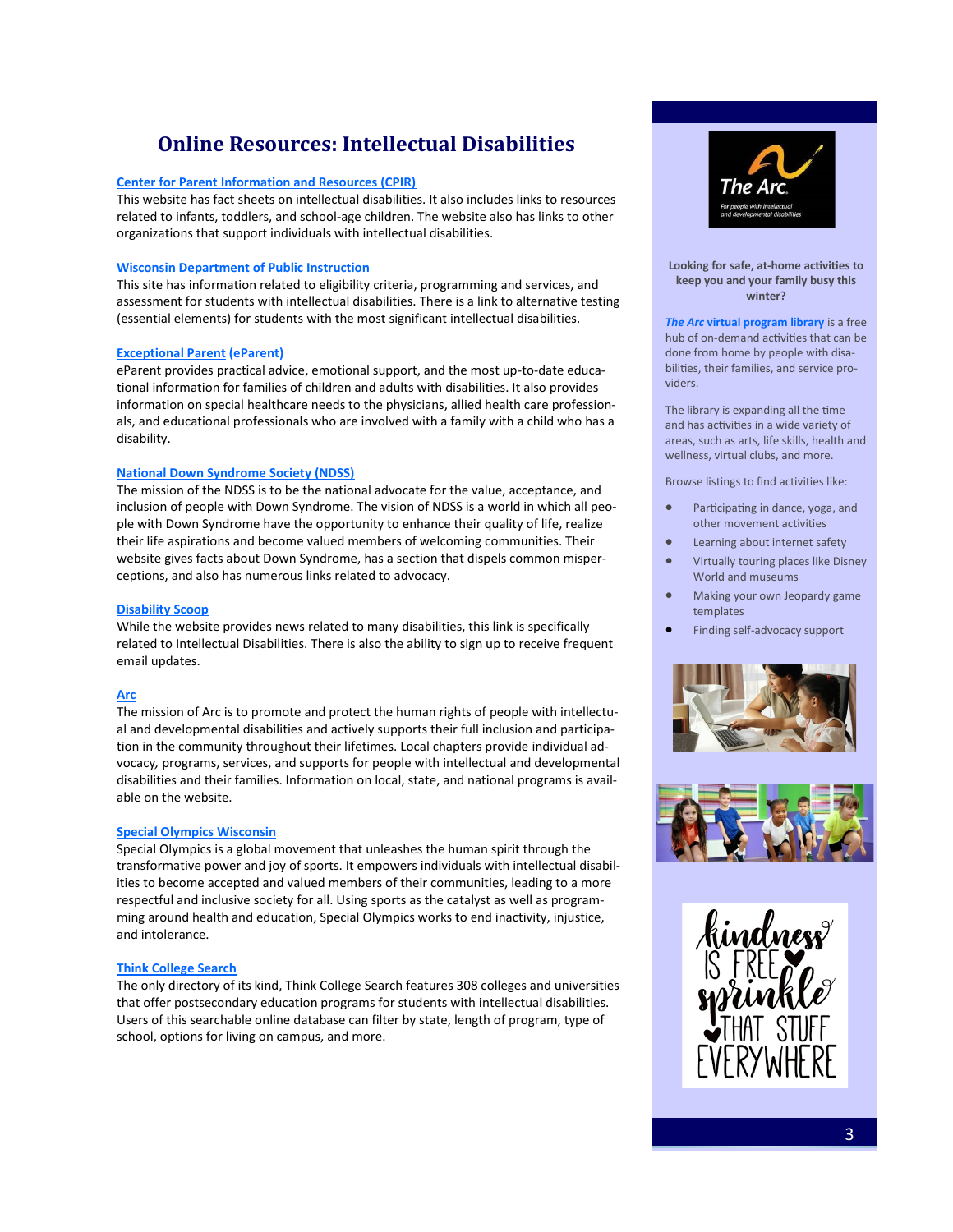# Online Resources: Intellectual Disabilities

**Center for Parent Information and Resources (CPIR)**
This website has fact sheets on intellectual disabilities. It also includes links to resources related to infants, toddlers, and school-age children. The website also has links to other organizations that support individuals with intellectual disabilities.

**Wisconsin Department of Public Instruction**
This site has information related to eligibility criteria, programming and services, and assessment for students with intellectual disabilities. There is a link to alternative testing (essential elements) for students with the most significant intellectual disabilities.

**Exceptional Parent (eParent)**
eParent provides practical advice, emotional support, and the most up-to-date educational information for families of children and adults with disabilities. It also provides information on special healthcare needs to the physicians, allied health care professionals, and educational professionals who are involved with a family with a child who has a disability.

**National Down Syndrome Society (NDSS)**
The mission of the NDSS is to be the national advocate for the value, acceptance, and inclusion of people with Down Syndrome. The vision of NDSS is a world in which all people with Down Syndrome have the opportunity to enhance their quality of life, realize their life aspirations and become valued members of welcoming communities. Their website gives facts about Down Syndrome, has a section that dispels common misperceptions, and also has numerous links related to advocacy.

**Disability Scoop**
While the website provides news related to many disabilities, this link is specifically related to Intellectual Disabilities. There is also the ability to sign up to receive frequent email updates.

**Arc**
The mission of Arc is to promote and protect the human rights of people with intellectual and developmental disabilities and actively supports their full inclusion and participation in the community throughout their lifetimes. Local chapters provide individual advocacy, programs, services, and supports for people with intellectual and developmental disabilities and their families. Information on local, state, and national programs is available on the website.

**Special Olympics Wisconsin**
Special Olympics is a global movement that unleashes the human spirit through the transformative power and joy of sports. It empowers individuals with intellectual disabilities to become accepted and valued members of their communities, leading to a more respectful and inclusive society for all. Using sports as the catalyst as well as programming around health and education, Special Olympics works to end inactivity, injustice, and intolerance.

**Think College Search**
The only directory of its kind, Think College Search features 308 colleges and universities that offer postsecondary education programs for students with intellectual disabilities. Users of this searchable online database can filter by state, length of program, type of school, options for living on campus, and more.

---

The Arc
For people with intellectual and developmental disabilities

**Looking for safe, at-home activities to keep you and your family busy this winter?**

***The Arc* virtual program library** is a free hub of on-demand activities that can be done from home by people with disabilities, their families, and service providers.

The library is expanding all the time and has activities in a wide variety of areas, such as arts, life skills, health and wellness, virtual clubs, and more.

Browse listings to find activities like:

- Participating in dance, yoga, and other movement activities
- Learning about internet safety
- Virtually touring places like Disney World and museums
- Making your own Jeopardy game templates
- Finding self-advocacy support

kindness IS FREE sprinkle THAT STUFF EVERYWHERE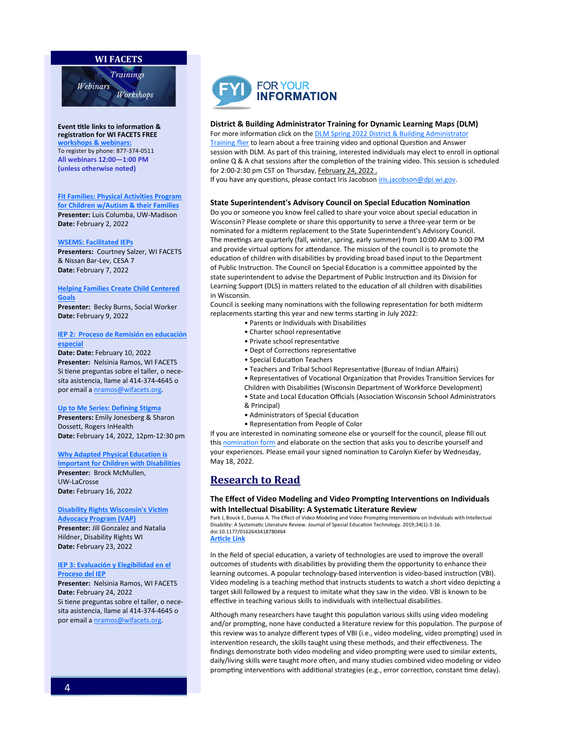## WI FACETS

*Trainings*
*Webinars*
*Workshops*

**Event title links to information & registration for WI FACETS FREE workshops & webinars:**
To register by phone: 877-374-0511
**All webinars 12:00—1:00 PM (unless otherwise noted)**

**Fit Families: Physical Activities Program for Children w/Autism & their Families**
**Presenter:** Luis Columba, UW-Madison
**Date:** February 2, 2022

**WSEMS: Facilitated IEPs**
**Presenters:** Courtney Salzer, WI FACETS & Nissan Bar-Lev, CESA 7
**Date:** February 7, 2022

**Helping Families Create Child Centered Goals**
**Presenter:** Becky Burns, Social Worker
**Date:** February 9, 2022

**IEP 2: Proceso de Remisión en educación especial**
**Date: Date:** February 10, 2022
**Presenter:** Nelsinia Ramos, WI FACETS
Si tiene preguntas sobre el taller, o necesita asistencia, llame al 414-374-4645 o por email a nramos@wifacets.org.

**Up to Me Series: Defining Stigma**
**Presenters:** Emily Jonesberg & Sharon Dossett, Rogers InHealth
**Date:** February 14, 2022, 12pm-12:30 pm

**Why Adapted Physical Education is Important for Children with Disabilities**
**Presenter:** Brock McMullen, UW-LaCrosse
**Date:** February 16, 2022

**Disability Rights Wisconsin's Victim Advocacy Program (VAP)**
**Presenter:** Jill Gonzalez and Natalia Hildner, Disability Rights WI
**Date:** February 23, 2022

**IEP 3: Evaluación y Elegibilidad en el Proceso del IEP**
**Presenter:** Nelsinia Ramos, WI FACETS
**Date:** February 24, 2022
Si tiene preguntas sobre el taller, o necesita asistencia, llame al 414-374-4645 o por email a nramos@wifacets.org.

## FYI FOR YOUR INFORMATION

### District & Building Administrator Training for Dynamic Learning Maps (DLM)

For more information click on the DLM Spring 2022 District & Building Administrator Training flier to learn about a free training video and optional Question and Answer session with DLM. As part of this training, interested individuals may elect to enroll in optional online Q & A chat sessions after the completion of the training video. This session is scheduled for 2:00-2:30 pm CST on Thursday, February 24, 2022 .
If you have any questions, please contact Iris Jacobson iris.jacobson@dpi.wi.gov.

### State Superintendent's Advisory Council on Special Education Nomination

Do you or someone you know feel called to share your voice about special education in Wisconsin? Please complete or share this opportunity to serve a three-year term or be nominated for a midterm replacement to the State Superintendent's Advisory Council. The meetings are quarterly (fall, winter, spring, early summer) from 10:00 AM to 3:00 PM and provide virtual options for attendance. The mission of the council is to promote the education of children with disabilities by providing broad based input to the Department of Public Instruction. The Council on Special Education is a committee appointed by the state superintendent to advise the Department of Public Instruction and its Division for Learning Support (DLS) in matters related to the education of all children with disabilities in Wisconsin.
Council is seeking many nominations with the following representation for both midterm replacements starting this year and new terms starting in July 2022:

- Parents or Individuals with Disabilities
- Charter school representative
- Private school representative
- Dept of Corrections representative
- Special Education Teachers
- Teachers and Tribal School Representative (Bureau of Indian Affairs)
- Representatives of Vocational Organization that Provides Transition Services for Children with Disabilities (Wisconsin Department of Workforce Development)
- State and Local Education Officials (Association Wisconsin School Administrators & Principal)
- Administrators of Special Education
- Representation from People of Color

If you are interested in nominating someone else or yourself for the council, please fill out this nomination form and elaborate on the section that asks you to describe yourself and your experiences. Please email your signed nomination to Carolyn Kiefer by Wednesday, May 18, 2022.

## Research to Read

### The Effect of Video Modeling and Video Prompting Interventions on Individuals with Intellectual Disability: A Systematic Literature Review

Park J, Bouck E, Duenas A. The Effect of Video Modeling and Video Prompting Interventions on Individuals with Intellectual Disability: A Systematic Literature Review. Journal of Special Education Technology. 2019;34(1):3-16. doi:10.1177/0162643418780464
**Article Link**

In the field of special education, a variety of technologies are used to improve the overall outcomes of students with disabilities by providing them the opportunity to enhance their learning outcomes. A popular technology-based intervention is video-based instruction (VBI). Video modeling is a teaching method that instructs students to watch a short video depicting a target skill followed by a request to imitate what they saw in the video. VBI is known to be effective in teaching various skills to individuals with intellectual disabilities.

Although many researchers have taught this population various skills using video modeling and/or prompting, none have conducted a literature review for this population. The purpose of this review was to analyze different types of VBI (i.e., video modeling, video prompting) used in intervention research, the skills taught using these methods, and their effectiveness. The findings demonstrate both video modeling and video prompting were used to similar extents, daily/living skills were taught more often, and many studies combined video modeling or video prompting interventions with additional strategies (e.g., error correction, constant time delay).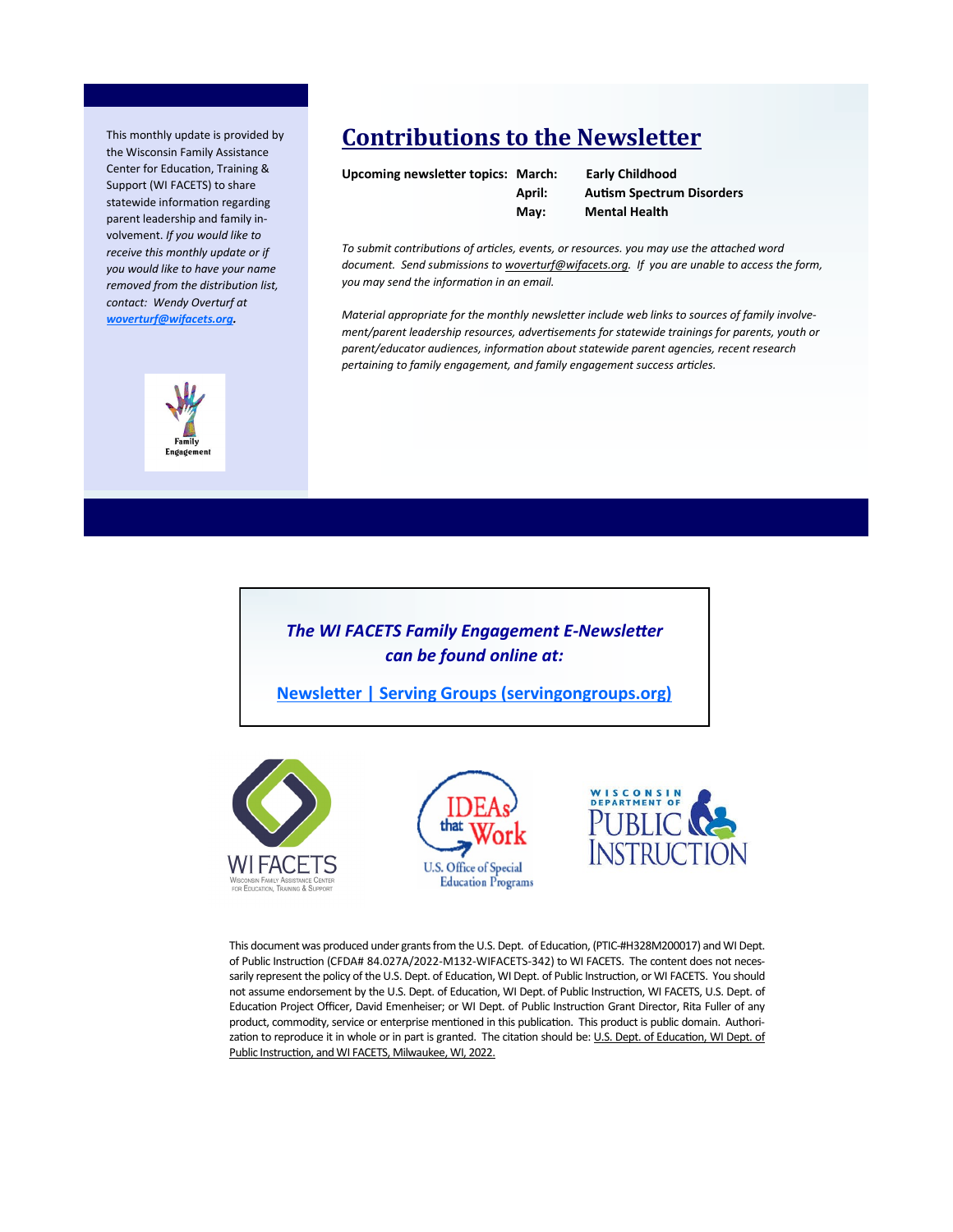This monthly update is provided by the Wisconsin Family Assistance Center for Education, Training & Support (WI FACETS) to share statewide information regarding parent leadership and family involvement. *If you would like to receive this monthly update or if you would like to have your name removed from the distribution list, contact: Wendy Overturf at* ***woverturf@wifacets.org.***

Family Engagement

## Contributions to the Newsletter

| | | |
|---|---|---|
| **Upcoming newsletter topics:** | **March:** | **Early Childhood** |
| | **April:** | **Autism Spectrum Disorders** |
| | **May:** | **Mental Health** |

*To submit contributions of articles, events, or resources. you may use the attached word document. Send submissions to woverturf@wifacets.org. If you are unable to access the form, you may send the information in an email.*

*Material appropriate for the monthly newsletter include web links to sources of family involvement/parent leadership resources, advertisements for statewide trainings for parents, youth or parent/educator audiences, information about statewide parent agencies, recent research pertaining to family engagement, and family engagement success articles.*

***The WI FACETS Family Engagement E-Newsletter can be found online at:***

**Newsletter | Serving Groups (servingongroups.org)**

WI FACETS
Wisconsin Family Assistance Center for Education, Training & Support

IDEAs that Work
U.S. Office of Special Education Programs

Wisconsin Department of Public Instruction

This document was produced under grants from the U.S. Dept. of Education, (PTIC-#H328M200017) and WI Dept. of Public Instruction (CFDA# 84.027A/2022-M132-WIFACETS-342) to WI FACETS. The content does not necessarily represent the policy of the U.S. Dept. of Education, WI Dept. of Public Instruction, or WI FACETS. You should not assume endorsement by the U.S. Dept. of Education, WI Dept. of Public Instruction, WI FACETS, U.S. Dept. of Education Project Officer, David Emenheiser; or WI Dept. of Public Instruction Grant Director, Rita Fuller of any product, commodity, service or enterprise mentioned in this publication. This product is public domain. Authorization to reproduce it in whole or in part is granted. The citation should be: U.S. Dept. of Education, WI Dept. of Public Instruction, and WI FACETS, Milwaukee, WI, 2022.